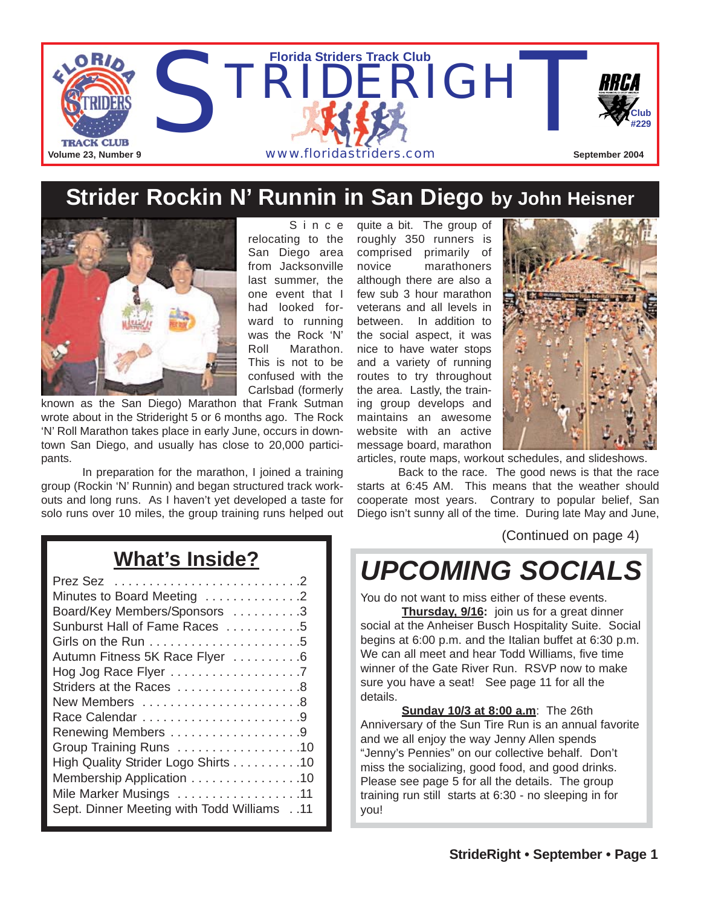# STRIDERIGHT

**Florida Striders Track Club**

www.floridastriders.com

Volume 23, Number 9 — September 2004

RRCA Club #229

## Strider Rockin N' Runnin in San Diego by John Heisner

Since relocating to the San Diego area from Jacksonville last summer, the one event that I had looked forward to running was the Rock 'N' Roll Marathon. This is not to be confused with the Carlsbad (formerly known as the San Diego) Marathon that Frank Sutman wrote about in the Strideright 5 or 6 months ago. The Rock 'N' Roll Marathon takes place in early June, occurs in downtown San Diego, and usually has close to 20,000 participants.

In preparation for the marathon, I joined a training group (Rockin 'N' Runnin) and began structured track workouts and long runs. As I haven't yet developed a taste for solo runs over 10 miles, the group training runs helped out quite a bit. The group of roughly 350 runners is comprised primarily of novice marathoners although there are also a few sub 3 hour marathon veterans and all levels in between. In addition to the social aspect, it was nice to have water stops and a variety of running routes to try throughout the area. Lastly, the training group develops and maintains an awesome website with an active message board, marathon articles, route maps, workout schedules, and slideshows.

Back to the race. The good news is that the race starts at 6:45 AM. This means that the weather should cooperate most years. Contrary to popular belief, San Diego isn't sunny all of the time. During late May and June,

(Continued on page 4)

## What's Inside?

- Prez Sez . . . . . . . . . . 2
- Minutes to Board Meeting . . . . . . . . . . 2
- Board/Key Members/Sponsors . . . . . . . . . . 3
- Sunburst Hall of Fame Races . . . . . . . . . . 5
- Girls on the Run . . . . . . . . . . 5
- Autumn Fitness 5K Race Flyer . . . . . . . . . . 6
- Hog Jog Race Flyer . . . . . . . . . . 7
- Striders at the Races . . . . . . . . . . 8
- New Members . . . . . . . . . . 8
- Race Calendar . . . . . . . . . . 9
- Renewing Members . . . . . . . . . . 9
- Group Training Runs . . . . . . . . . . 10
- High Quality Strider Logo Shirts . . . . . . . . . . 10
- Membership Application . . . . . . . . . . 10
- Mile Marker Musings . . . . . . . . . . 11
- Sept. Dinner Meeting with Todd Williams . . 11

## *UPCOMING SOCIALS*

You do not want to miss either of these events.

**Thursday, 9/16:** join us for a great dinner social at the Anheiser Busch Hospitality Suite. Social begins at 6:00 p.m. and the Italian buffet at 6:30 p.m. We can all meet and hear Todd Williams, five time winner of the Gate River Run. RSVP now to make sure you have a seat! See page 11 for all the details.

**Sunday 10/3 at 8:00 a.m**: The 26th Anniversary of the Sun Tire Run is an annual favorite and we all enjoy the way Jenny Allen spends "Jenny's Pennies" on our collective behalf. Don't miss the socializing, good food, and good drinks. Please see page 5 for all the details. The group training run still starts at 6:30 - no sleeping in for you!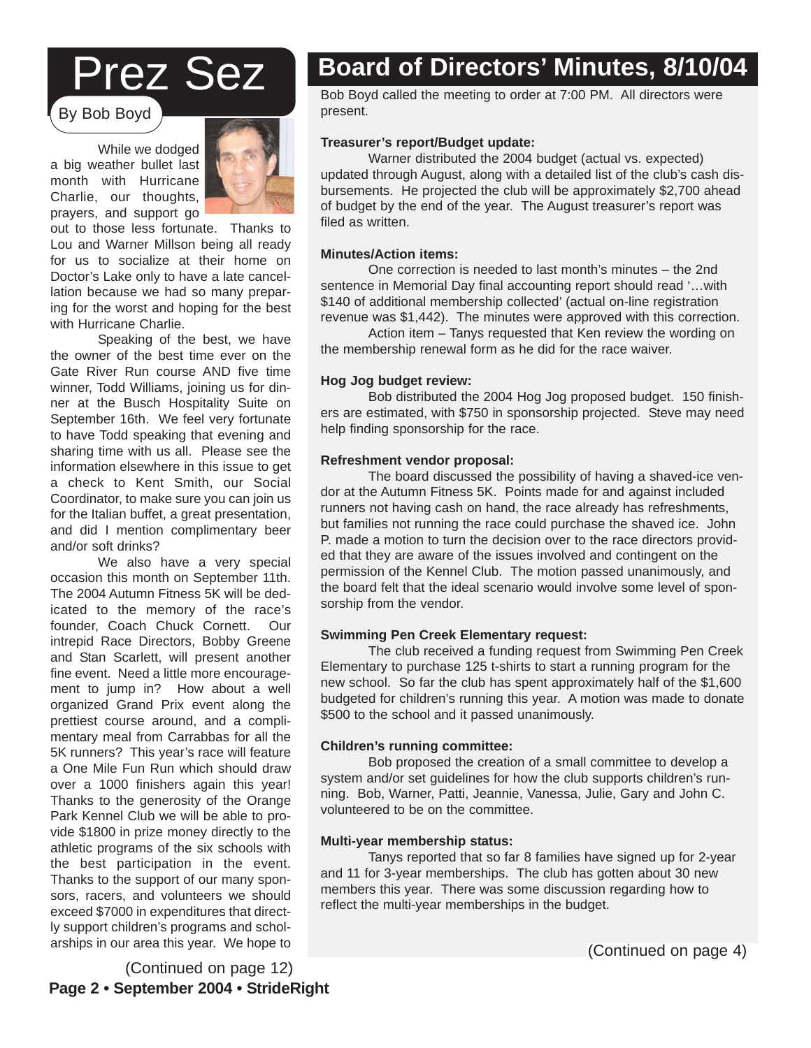# Prez Sez

By Bob Boyd

While we dodged a big weather bullet last month with Hurricane Charlie, our thoughts, prayers, and support go out to those less fortunate. Thanks to Lou and Warner Millson being all ready for us to socialize at their home on Doctor's Lake only to have a late cancellation because we had so many preparing for the worst and hoping for the best with Hurricane Charlie.

Speaking of the best, we have the owner of the best time ever on the Gate River Run course AND five time winner, Todd Williams, joining us for dinner at the Busch Hospitality Suite on September 16th. We feel very fortunate to have Todd speaking that evening and sharing time with us all. Please see the information elsewhere in this issue to get a check to Kent Smith, our Social Coordinator, to make sure you can join us for the Italian buffet, a great presentation, and did I mention complimentary beer and/or soft drinks?

We also have a very special occasion this month on September 11th. The 2004 Autumn Fitness 5K will be dedicated to the memory of the race's founder, Coach Chuck Cornett. Our intrepid Race Directors, Bobby Greene and Stan Scarlett, will present another fine event. Need a little more encouragement to jump in? How about a well organized Grand Prix event along the prettiest course around, and a complimentary meal from Carrabbas for all the 5K runners? This year's race will feature a One Mile Fun Run which should draw over a 1000 finishers again this year! Thanks to the generosity of the Orange Park Kennel Club we will be able to provide $1800 in prize money directly to the athletic programs of the six schools with the best participation in the event. Thanks to the support of our many sponsors, racers, and volunteers we should exceed $7000 in expenditures that directly support children's programs and scholarships in our area this year. We hope to

(Continued on page 12)

# Board of Directors' Minutes, 8/10/04

Bob Boyd called the meeting to order at 7:00 PM. All directors were present.

**Treasurer's report/Budget update:**

Warner distributed the 2004 budget (actual vs. expected) updated through August, along with a detailed list of the club's cash disbursements. He projected the club will be approximately $2,700 ahead of budget by the end of the year. The August treasurer's report was filed as written.

**Minutes/Action items:**

One correction is needed to last month's minutes – the 2nd sentence in Memorial Day final accounting report should read '…with $140 of additional membership collected' (actual on-line registration revenue was $1,442). The minutes were approved with this correction.

Action item – Tanys requested that Ken review the wording on the membership renewal form as he did for the race waiver.

**Hog Jog budget review:**

Bob distributed the 2004 Hog Jog proposed budget. 150 finishers are estimated, with $750 in sponsorship projected. Steve may need help finding sponsorship for the race.

**Refreshment vendor proposal:**

The board discussed the possibility of having a shaved-ice vendor at the Autumn Fitness 5K. Points made for and against included runners not having cash on hand, the race already has refreshments, but families not running the race could purchase the shaved ice. John P. made a motion to turn the decision over to the race directors provided that they are aware of the issues involved and contingent on the permission of the Kennel Club. The motion passed unanimously, and the board felt that the ideal scenario would involve some level of sponsorship from the vendor.

**Swimming Pen Creek Elementary request:**

The club received a funding request from Swimming Pen Creek Elementary to purchase 125 t-shirts to start a running program for the new school. So far the club has spent approximately half of the $1,600 budgeted for children's running this year. A motion was made to donate $500 to the school and it passed unanimously.

**Children's running committee:**

Bob proposed the creation of a small committee to develop a system and/or set guidelines for how the club supports children's running. Bob, Warner, Patti, Jeannie, Vanessa, Julie, Gary and John C. volunteered to be on the committee.

**Multi-year membership status:**

Tanys reported that so far 8 families have signed up for 2-year and 11 for 3-year memberships. The club has gotten about 30 new members this year. There was some discussion regarding how to reflect the multi-year memberships in the budget.

(Continued on page 4)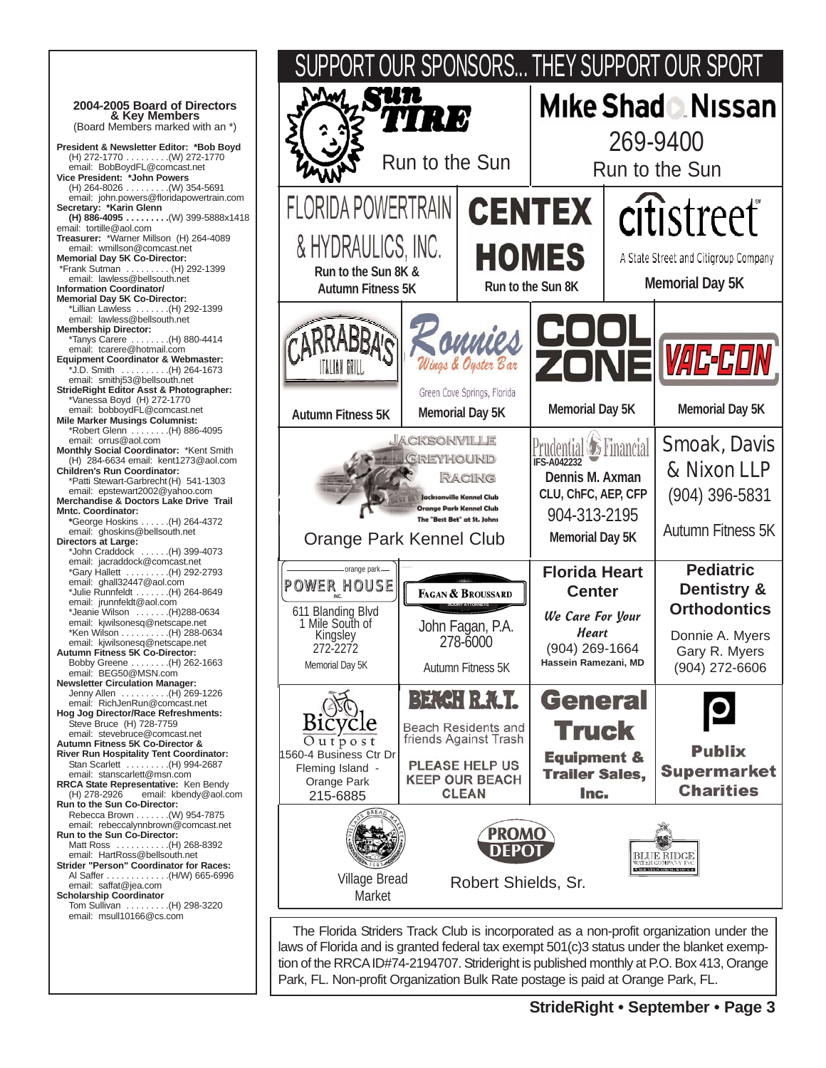**2004-2005 Board of Directors & Key Members**
(Board Members marked with an *)

**President & Newsletter Editor: *Bob Boyd**
(H) 272-1770 . . . . . . . . .(W) 272-1770
email: BobBoydFL@comcast.net

**Vice President: *John Powers**
(H) 264-8026 . . . . . . . . .(W) 354-5691
email: john.powers@floridapowertrain.com

**Secretary: *Karin Glenn**
**(H) 886-4095 . . . . . . . . .**(W) 399-5888x1418
email: tortille@aol.com

**Treasurer:** *Warner Millson (H) 264-4089
email: wmillson@comcast.net

**Memorial Day 5K Co-Director:**
*Frank Sutman . . . . . . . . . (H) 292-1399
email: lawless@bellsouth.net

**Information Coordinator/ Memorial Day 5K Co-Director:**
*Lillian Lawless . . . . . . .(H) 292-1399
email: lawless@bellsouth.net

**Membership Director:**
*Tanys Carere . . . . . . . .(H) 880-4414
email: tcarere@hotmail.com

**Equipment Coordinator & Webmaster:**
*J.D. Smith . . . . . . . . . .(H) 264-1673
email: smithj53@bellsouth.net

**StrideRight Editor Asst & Photographer:**
*Vanessa Boyd (H) 272-1770
email: bobboydFL@comcast.net

**Mile Marker Musings Columnist:**
*Robert Glenn . . . . . . . .(H) 886-4095
email: orrus@aol.com

**Monthly Social Coordinator:** *Kent Smith
(H) 284-6634 email: kent1273@aol.com

**Children's Run Coordinator:**
*Patti Stewart-Garbrecht (H) 541-1303
email: epstewart2002@yahoo.com

**Merchandise & Doctors Lake Drive Trail Mntc. Coordinator:**
*George Hoskins . . . . . .(H) 264-4372
email: ghoskins@bellsouth.net

**Directors at Large:**
*John Craddock . . . . . .(H) 399-4073
email: jacraddock@comcast.net
*Gary Hallett . . . . . . . . .(H) 292-2793
email: ghall32447@aol.com
*Julie Runnfeldt . . . . . . .(H) 264-8649
email: jrunnfeldt@aol.com
*Jeanie Wilson . . . . . . .(H)288-0634
email: kjwilsonesq@netscape.net
*Ken Wilson . . . . . . . . . .(H) 288-0634
email: kjwilsonesq@netscape.net

**Autumn Fitness 5K Co-Director:**
Bobby Greene . . . . . . . .(H) 262-1663
email: BEG50@MSN.com

**Newsletter Circulation Manager:**
Jenny Allen . . . . . . . . . .(H) 269-1226
email: RichJenRun@comcast.net

**Hog Jog Director/Race Refreshments:**
Steve Bruce (H) 728-7759
email: stevebruce@comcast.net

**Autumn Fitness 5K Co-Director & River Run Hospitality Tent Coordinator:**
Stan Scarlett . . . . . . . . .(H) 994-2687
email: stanscarlett@msn.com

**RRCA State Representative:** Ken Bendy
(H) 278-2926 email: kbendy@aol.com

**Run to the Sun Co-Director:**
Rebecca Brown . . . . . . .(W) 954-7875
email: rebeccalynnbrown@comcast.net

**Run to the Sun Co-Director:**
Matt Ross . . . . . . . . . . .(H) 268-8392
email: HartRoss@bellsouth.net

**Strider "Person" Coordinator for Races:**
Al Saffer . . . . . . . . . . . . .(H/W) 665-6996
email: saffat@jea.com

**Scholarship Coordinator**
Tom Sullivan . . . . . . . . .(H) 298-3220
email: msull10166@cs.com

# SUPPORT OUR SPONSORS... THEY SUPPORT OUR SPORT

**Sun Tire** — Run to the Sun

**Mike Shad Nissan** — 269-9400 — Run to the Sun

**Florida Powertrain & Hydraulics, Inc.** — Run to the Sun 8K & Autumn Fitness 5K

**Centex Homes** — Run to the Sun 8K

**citistreet** — A State Street and Citigroup Company — Memorial Day 5K

**Carrabba's Italian Grill** — Autumn Fitness 5K

**Ronnies Wings & Oyster Bar**, Green Cove Springs, Florida — Memorial Day 5K

**Cool Zone** — Memorial Day 5K

**Vac-Con** — Memorial Day 5K

**Jacksonville Greyhound Racing** — Jacksonville Kennel Club, Orange Park Kennel Club, The "Best Bet" at St. Johns — Orange Park Kennel Club

**Prudential Financial** — IFS-A042232 — Dennis M. Axman, CLU, ChFC, AEP, CFP — 904-313-2195 — Memorial Day 5K

**Smoak, Davis & Nixon LLP** — (904) 396-5831 — Autumn Fitness 5K

**Orange Park Power House Inc.** — 611 Blanding Blvd, 1 Mile South of Kingsley — 272-2272 — Memorial Day 5K

**Fagan & Broussard** Injury Attorneys — John Fagan, P.A. — 278-6000 — Autumn Fitness 5K

**Florida Heart Center** — We Care For Your Heart — (904) 269-1664 — Hassein Ramezani, MD

**Pediatric Dentistry & Orthodontics** — Donnie A. Myers, Gary R. Myers — (904) 272-6606

**Bicycle Outpost** — 1560-4 Business Ctr Dr, Fleming Island - Orange Park — 215-6885

**BEACH R.A.T.** — Beach Residents and friends Against Trash — PLEASE HELP US KEEP OUR BEACH CLEAN

**General Truck Equipment & Trailer Sales, Inc.**

**Publix Supermarket Charities**

**Village Bread Market**

**Promo Depot** — Robert Shields, Sr.

**Blue Ridge Water Company Inc.**

The Florida Striders Track Club is incorporated as a non-profit organization under the laws of Florida and is granted federal tax exempt 501(c)3 status under the blanket exemption of the RRCA ID#74-2194707. Strideright is published monthly at P.O. Box 413, Orange Park, FL. Non-profit Organization Bulk Rate postage is paid at Orange Park, FL.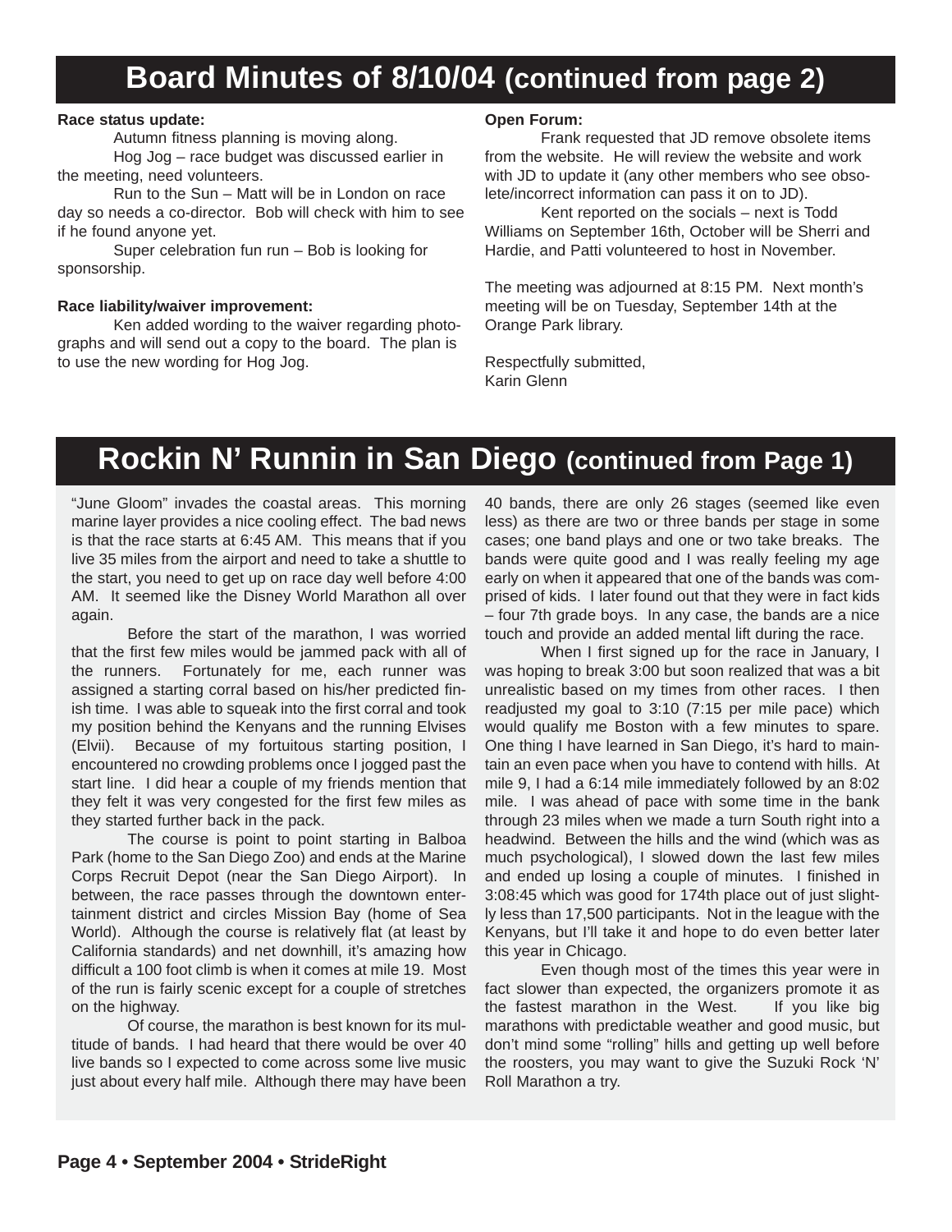# Board Minutes of 8/10/04 (continued from page 2)

**Race status update:**

Autumn fitness planning is moving along.

Hog Jog – race budget was discussed earlier in the meeting, need volunteers.

Run to the Sun – Matt will be in London on race day so needs a co-director. Bob will check with him to see if he found anyone yet.

Super celebration fun run – Bob is looking for sponsorship.

**Race liability/waiver improvement:**

Ken added wording to the waiver regarding photographs and will send out a copy to the board. The plan is to use the new wording for Hog Jog.

**Open Forum:**

Frank requested that JD remove obsolete items from the website. He will review the website and work with JD to update it (any other members who see obsolete/incorrect information can pass it on to JD).

Kent reported on the socials – next is Todd Williams on September 16th, October will be Sherri and Hardie, and Patti volunteered to host in November.

The meeting was adjourned at 8:15 PM. Next month's meeting will be on Tuesday, September 14th at the Orange Park library.

Respectfully submitted,
Karin Glenn

# Rockin N' Runnin in San Diego (continued from Page 1)

"June Gloom" invades the coastal areas. This morning marine layer provides a nice cooling effect. The bad news is that the race starts at 6:45 AM. This means that if you live 35 miles from the airport and need to take a shuttle to the start, you need to get up on race day well before 4:00 AM. It seemed like the Disney World Marathon all over again.

Before the start of the marathon, I was worried that the first few miles would be jammed pack with all of the runners. Fortunately for me, each runner was assigned a starting corral based on his/her predicted finish time. I was able to squeak into the first corral and took my position behind the Kenyans and the running Elvises (Elvii). Because of my fortuitous starting position, I encountered no crowding problems once I jogged past the start line. I did hear a couple of my friends mention that they felt it was very congested for the first few miles as they started further back in the pack.

The course is point to point starting in Balboa Park (home to the San Diego Zoo) and ends at the Marine Corps Recruit Depot (near the San Diego Airport). In between, the race passes through the downtown entertainment district and circles Mission Bay (home of Sea World). Although the course is relatively flat (at least by California standards) and net downhill, it's amazing how difficult a 100 foot climb is when it comes at mile 19. Most of the run is fairly scenic except for a couple of stretches on the highway.

Of course, the marathon is best known for its multitude of bands. I had heard that there would be over 40 live bands so I expected to come across some live music just about every half mile. Although there may have been 40 bands, there are only 26 stages (seemed like even less) as there are two or three bands per stage in some cases; one band plays and one or two take breaks. The bands were quite good and I was really feeling my age early on when it appeared that one of the bands was comprised of kids. I later found out that they were in fact kids – four 7th grade boys. In any case, the bands are a nice touch and provide an added mental lift during the race.

When I first signed up for the race in January, I was hoping to break 3:00 but soon realized that was a bit unrealistic based on my times from other races. I then readjusted my goal to 3:10 (7:15 per mile pace) which would qualify me Boston with a few minutes to spare. One thing I have learned in San Diego, it's hard to maintain an even pace when you have to contend with hills. At mile 9, I had a 6:14 mile immediately followed by an 8:02 mile. I was ahead of pace with some time in the bank through 23 miles when we made a turn South right into a headwind. Between the hills and the wind (which was as much psychological), I slowed down the last few miles and ended up losing a couple of minutes. I finished in 3:08:45 which was good for 174th place out of just slightly less than 17,500 participants. Not in the league with the Kenyans, but I'll take it and hope to do even better later this year in Chicago.

Even though most of the times this year were in fact slower than expected, the organizers promote it as the fastest marathon in the West. If you like big marathons with predictable weather and good music, but don't mind some "rolling" hills and getting up well before the roosters, you may want to give the Suzuki Rock 'N' Roll Marathon a try.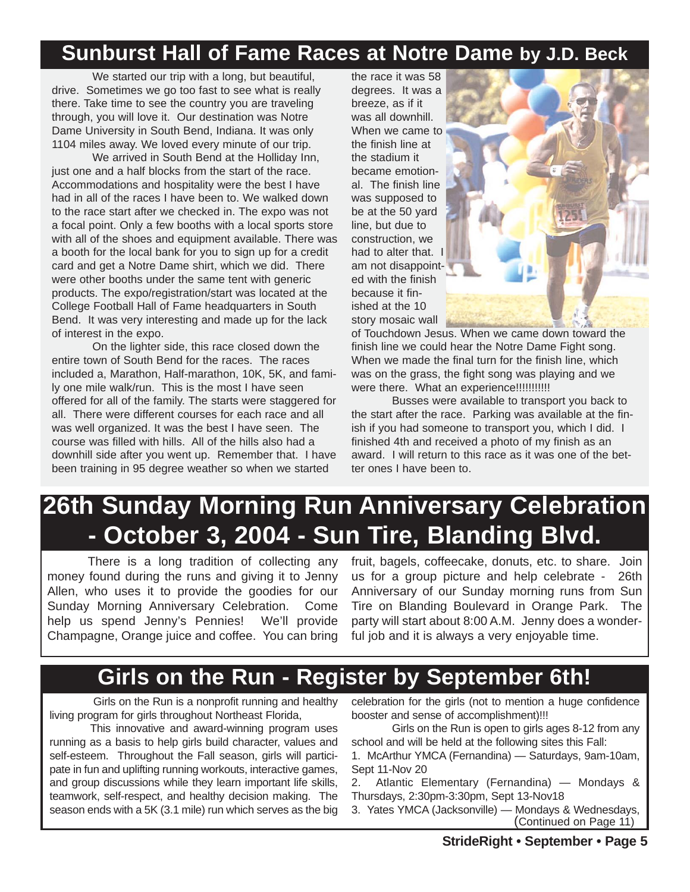## Sunburst Hall of Fame Races at Notre Dame by J.D. Beck

We started our trip with a long, but beautiful, drive. Sometimes we go too fast to see what is really there. Take time to see the country you are traveling through, you will love it. Our destination was Notre Dame University in South Bend, Indiana. It was only 1104 miles away. We loved every minute of our trip.

We arrived in South Bend at the Holliday Inn, just one and a half blocks from the start of the race. Accommodations and hospitality were the best I have had in all of the races I have been to. We walked down to the race start after we checked in. The expo was not a focal point. Only a few booths with a local sports store with all of the shoes and equipment available. There was a booth for the local bank for you to sign up for a credit card and get a Notre Dame shirt, which we did. There were other booths under the same tent with generic products. The expo/registration/start was located at the College Football Hall of Fame headquarters in South Bend. It was very interesting and made up for the lack of interest in the expo.

On the lighter side, this race closed down the entire town of South Bend for the races. The races included a, Marathon, Half-marathon, 10K, 5K, and family one mile walk/run. This is the most I have seen offered for all of the family. The starts were staggered for all. There were different courses for each race and all was well organized. It was the best I have seen. The course was filled with hills. All of the hills also had a downhill side after you went up. Remember that. I have been training in 95 degree weather so when we started the race it was 58 degrees. It was a breeze, as if it was all downhill. When we came to the finish line at the stadium it became emotional. The finish line was supposed to be at the 50 yard line, but due to construction, we had to alter that. I am not disappointed with the finish because it finished at the 10 story mosaic wall of Touchdown Jesus. When we came down toward the finish line we could hear the Notre Dame Fight song. When we made the final turn for the finish line, which was on the grass, the fight song was playing and we were there. What an experience!!!!!!!!!!

Busses were available to transport you back to the start after the race. Parking was available at the finish if you had someone to transport you, which I did. I finished 4th and received a photo of my finish as an award. I will return to this race as it was one of the better ones I have been to.

## 26th Sunday Morning Run Anniversary Celebration - October 3, 2004 - Sun Tire, Blanding Blvd.

There is a long tradition of collecting any money found during the runs and giving it to Jenny Allen, who uses it to provide the goodies for our Sunday Morning Anniversary Celebration. Come help us spend Jenny's Pennies! We'll provide Champagne, Orange juice and coffee. You can bring fruit, bagels, coffeecake, donuts, etc. to share. Join us for a group picture and help celebrate - 26th Anniversary of our Sunday morning runs from Sun Tire on Blanding Boulevard in Orange Park. The party will start about 8:00 A.M. Jenny does a wonderful job and it is always a very enjoyable time.

## Girls on the Run - Register by September 6th!

Girls on the Run is a nonprofit running and healthy living program for girls throughout Northeast Florida,

This innovative and award-winning program uses running as a basis to help girls build character, values and self-esteem. Throughout the Fall season, girls will participate in fun and uplifting running workouts, interactive games, and group discussions while they learn important life skills, teamwork, self-respect, and healthy decision making. The season ends with a 5K (3.1 mile) run which serves as the big celebration for the girls (not to mention a huge confidence booster and sense of accomplishment)!!!

Girls on the Run is open to girls ages 8-12 from any school and will be held at the following sites this Fall:

1. McArthur YMCA (Fernandina) — Saturdays, 9am-10am, Sept 11-Nov 20
2. Atlantic Elementary (Fernandina) — Mondays & Thursdays, 2:30pm-3:30pm, Sept 13-Nov18
3. Yates YMCA (Jacksonville) — Mondays & Wednesdays,

(Continued on Page 11)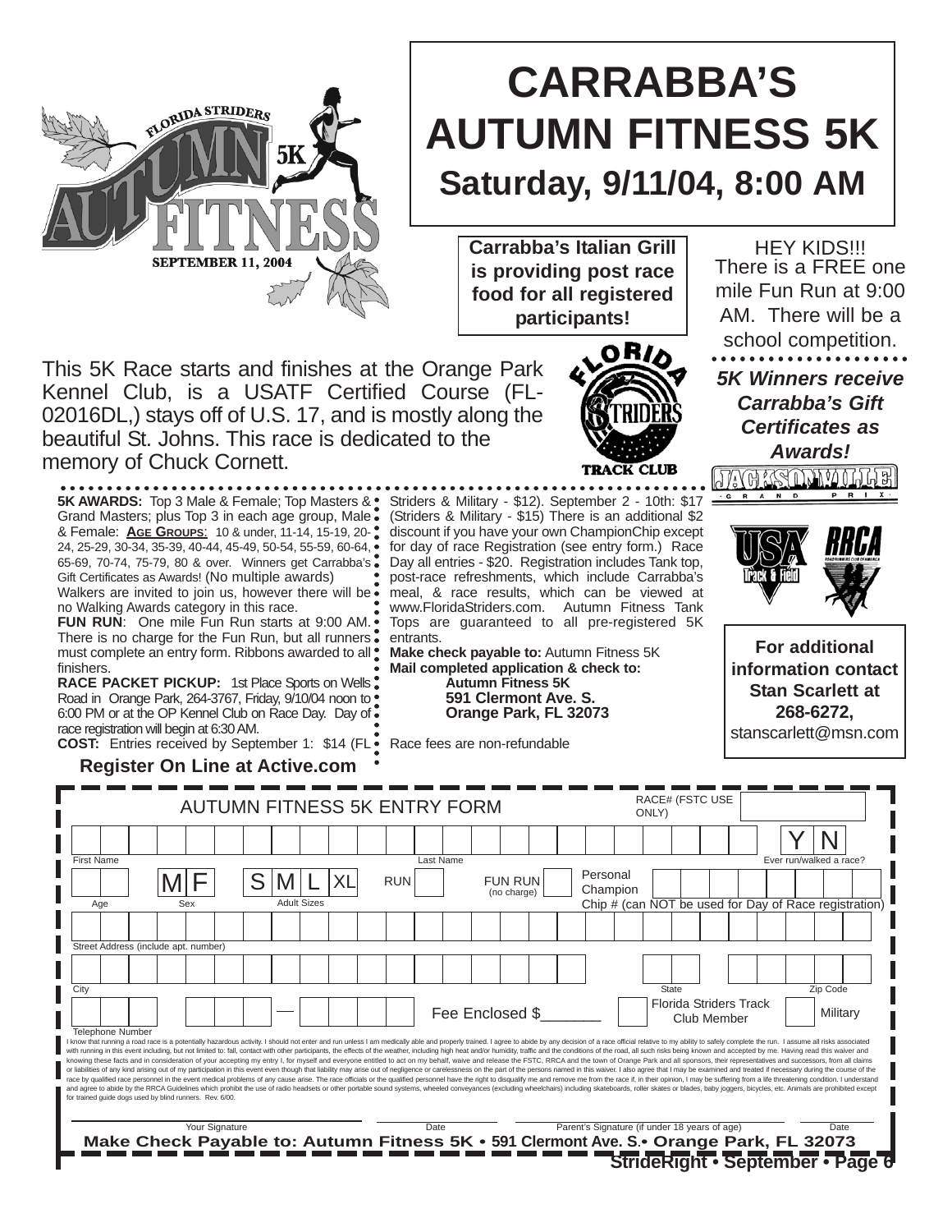# CARRABBA'S AUTUMN FITNESS 5K

## Saturday, 9/11/04, 8:00 AM

**Carrabba's Italian Grill is providing post race food for all registered participants!**

HEY KIDS!!! There is a FREE one mile Fun Run at 9:00 AM. There will be a school competition.

***5K Winners receive Carrabba's Gift Certificates as Awards!***

This 5K Race starts and finishes at the Orange Park Kennel Club, is a USATF Certified Course (FL-02016DL,) stays off of U.S. 17, and is mostly along the beautiful St. Johns. This race is dedicated to the memory of Chuck Cornett.

**5K AWARDS:** Top 3 Male & Female; Top Masters & Grand Masters; plus Top 3 in each age group, Male & Female: **AGE GROUPS**: 10 & under, 11-14, 15-19, 20-24, 25-29, 30-34, 35-39, 40-44, 45-49, 50-54, 55-59, 60-64, 65-69, 70-74, 75-79, 80 & over. Winners get Carrabba's Gift Certificates as Awards! (No multiple awards) Walkers are invited to join us, however there will be no Walking Awards category in this race.

**FUN RUN**: One mile Fun Run starts at 9:00 AM. There is no charge for the Fun Run, but all runners must complete an entry form. Ribbons awarded to all finishers.

**RACE PACKET PICKUP:** 1st Place Sports on Wells Road in Orange Park, 264-3767, Friday, 9/10/04 noon to 6:00 PM or at the OP Kennel Club on Race Day. Day of race registration will begin at 6:30 AM.

**COST:** Entries received by September 1: $14 (FL Striders & Military - $12). September 2 - 10th: $17 (Striders & Military - $15) There is an additional $2 discount if you have your own ChampionChip except for day of race Registration (see entry form.) Race Day all entries - $20. Registration includes Tank top, post-race refreshments, which include Carrabba's meal, & race results, which can be viewed at www.FloridaStriders.com. Autumn Fitness Tank Tops are guaranteed to all pre-registered 5K entrants.

**Make check payable to:** Autumn Fitness 5K
**Mail completed application & check to:**
**Autumn Fitness 5K**
**591 Clermont Ave. S.**
**Orange Park, FL 32073**

Race fees are non-refundable

**Register On Line at Active.com**

**For additional information contact Stan Scarlett at 268-6272,** stanscarlett@msn.com

---

## AUTUMN FITNESS 5K ENTRY FORM

RACE# (FSTC USE ONLY)

First Name | Last Name | Ever run/walked a race? Y N

Age | Sex M F | Adult Sizes S M L XL | RUN | FUN RUN (no charge) | Personal Champion Chip # (can NOT be used for Day of Race registration)

Street Address (include apt. number)

City | State | Zip Code

Telephone Number | Fee Enclosed $_______ | Florida Striders Track Club Member | Military

I know that running a road race is a potentially hazardous activity. I should not enter and run unless I am medically able and properly trained. I agree to abide by any decision of a race official relative to my ability to safely complete the run. I assume all risks associated with running in this event including, but not limited to: fall, contact with other participants, the effects of the weather, including high heat and/or humidity, traffic and the conditions of the road, all such risks being known and accepted by me. Having read this waiver and knowing these facts and in consideration of your accepting my entry I, for myself and everyone entitled to act on my behalf, waive and release the FSTC, RRCA and the town of Orange Park and all sponsors, their representatives and successors, from all claims or liabilities of any kind arising out of my participation in this event even though that liability may arise out of negligence or carelessness on the part of the persons named in this waiver. I also agree that I may be examined and treated if necessary during the course of the race by qualified race personnel in the event medical problems of any cause arise. The race officials or the qualified personnel have the right to disqualify me and remove me from the race if, in their opinion, I may be suffering from a life threatening condition. I understand and agree to abide by the RRCA Guidelines which prohibit the use of radio headsets or other portable sound systems, wheeled conveyances (excluding wheelchairs) including skateboards, roller skates or blades, baby joggers, bicycles, etc. Animals are prohibited except for trained guide dogs used by blind runners. Rev. 6/00.

Your Signature | Date | Parent's Signature (if under 18 years of age) | Date

**Make Check Payable to: Autumn Fitness 5K • 591 Clermont Ave. S.• Orange Park, FL 32073**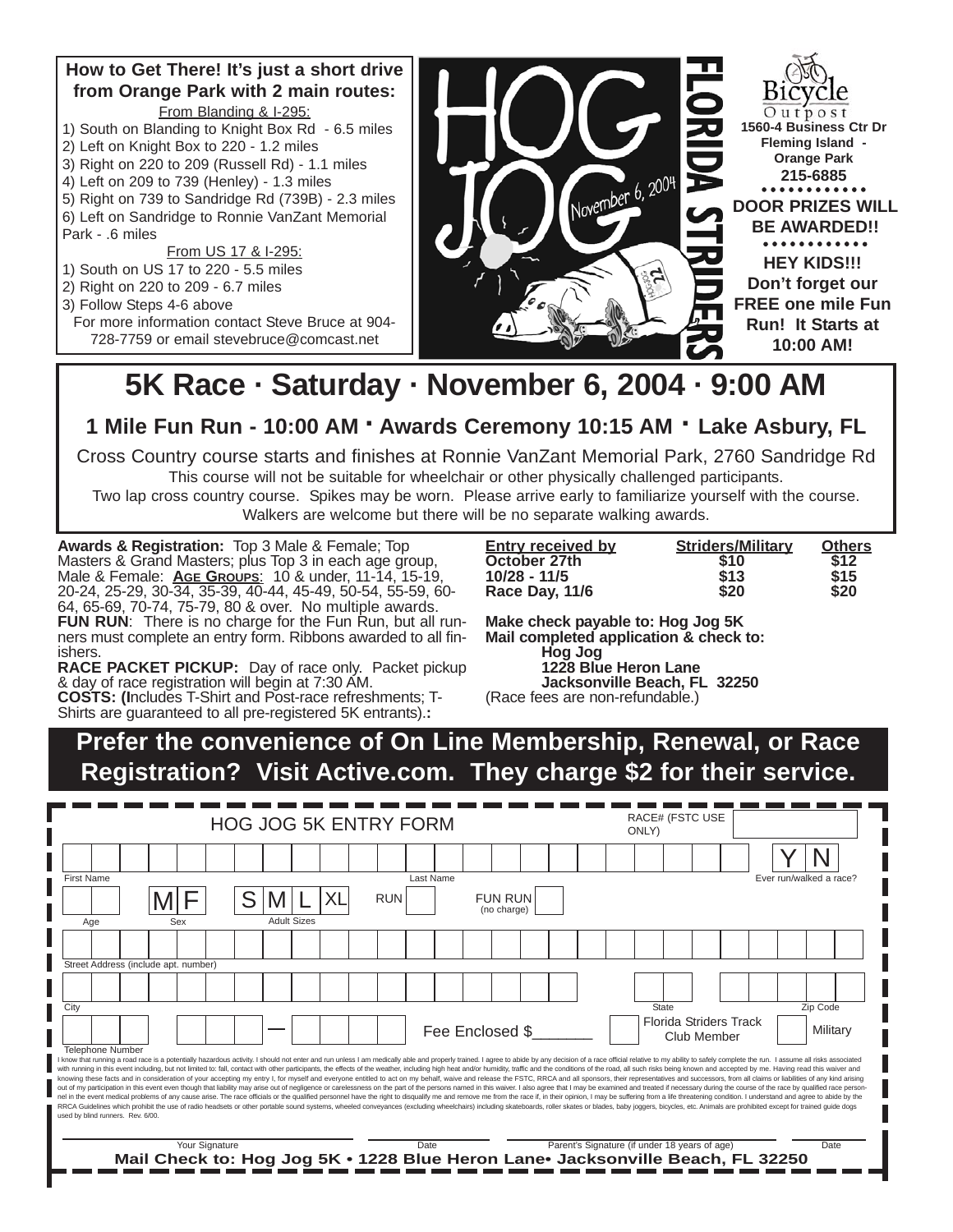**How to Get There! It's just a short drive from Orange Park with 2 main routes:**

From Blanding & I-295:

1) South on Blanding to Knight Box Rd - 6.5 miles
2) Left on Knight Box to 220 - 1.2 miles
3) Right on 220 to 209 (Russell Rd) - 1.1 miles
4) Left on 209 to 739 (Henley) - 1.3 miles
5) Right on 739 to Sandridge Rd (739B) - 2.3 miles
6) Left on Sandridge to Ronnie VanZant Memorial Park - .6 miles

From US 17 & I-295:

1) South on US 17 to 220 - 5.5 miles
2) Right on 220 to 209 - 6.7 miles
3) Follow Steps 4-6 above

For more information contact Steve Bruce at 904-728-7759 or email stevebruce@comcast.net

HOG JOG November 6, 2004

FLORIDA STRIDERS

Bicycle Outpost
**1560-4 Business Ctr Dr Fleming Island - Orange Park**
**215-6885**

**DOOR PRIZES WILL BE AWARDED!!**

**HEY KIDS!!! Don't forget our FREE one mile Fun Run! It Starts at 10:00 AM!**

# 5K Race · Saturday · November 6, 2004 · 9:00 AM

## 1 Mile Fun Run - 10:00 AM · Awards Ceremony 10:15 AM · Lake Asbury, FL

Cross Country course starts and finishes at Ronnie VanZant Memorial Park, 2760 Sandridge Rd

This course will not be suitable for wheelchair or other physically challenged participants.

Two lap cross country course. Spikes may be worn. Please arrive early to familiarize yourself with the course.

Walkers are welcome but there will be no separate walking awards.

**Awards & Registration:** Top 3 Male & Female; Top Masters & Grand Masters; plus Top 3 in each age group, Male & Female: **Age Groups**: 10 & under, 11-14, 15-19, 20-24, 25-29, 30-34, 35-39, 40-44, 45-49, 50-54, 55-59, 60-64, 65-69, 70-74, 75-79, 80 & over. No multiple awards.
**FUN RUN**: There is no charge for the Fun Run, but all runners must complete an entry form. Ribbons awarded to all finishers.
**RACE PACKET PICKUP:** Day of race only. Packet pickup & day of race registration will begin at 7:30 AM.
**COSTS: (I**ncludes T-Shirt and Post-race refreshments; T-Shirts are guaranteed to all pre-registered 5K entrants).**:**

| Entry received by | Striders/Military | Others |
|---|---|---|
| October 27th | $10 | $12 |
| 10/28 - 11/5 | $13 | $15 |
| Race Day, 11/6 | $20 | $20 |

**Make check payable to: Hog Jog 5K**
**Mail completed application & check to:**
**Hog Jog**
**1228 Blue Heron Lane**
**Jacksonville Beach, FL 32250**
(Race fees are non-refundable.)

**Prefer the convenience of On Line Membership, Renewal, or Race Registration? Visit Active.com. They charge $2 for their service.**

HOG JOG 5K ENTRY FORM

RACE# (FSTC USE ONLY)

First Name · Last Name · Ever run/walked a race? Y N

Age · Sex M F · Adult Sizes S M L XL · RUN · FUN RUN (no charge)

Street Address (include apt. number)

City · State · Zip Code

Telephone Number · Fee Enclosed $_______ · Florida Striders Track Club Member · Military

I know that running a road race is a potentially hazardous activity. I should not enter and run unless I am medically able and properly trained. I agree to abide by any decision of a race official relative to my ability to safely complete the run. I assume all risks associated with running in this event including, but not limited to: fall, contact with other participants, the effects of the weather, including high heat and/or humidity, traffic and the conditions of the road, all such risks being known and accepted by me. Having read this waiver and knowing these facts and in consideration of your accepting my entry I, for myself and everyone entitled to act on my behalf, waive and release the FSTC, RRCA and all sponsors, their representatives and successors, from all claims or liabilities of any kind arising out of my participation in this event even though that liability may arise out of negligence or carelessness on the part of the persons named in this waiver. I also agree that I may be examined and treated if necessary during the course of the race by qualified race personnel in the event medical problems of any cause arise. The race officials or the qualified personnel have the right to disqualify me and remove me from the race if, in their opinion, I may be suffering from a life threatening condition. I understand and agree to abide by the RRCA Guidelines which prohibit the use of radio headsets or other portable sound systems, wheeled conveyances (excluding wheelchairs) including skateboards, roller skates or blades, baby joggers, bicycles, etc. Animals are prohibited except for trained guide dogs used by blind runners. Rev. 6/00.

Your Signature · Date · Parent's Signature (if under 18 years of age) · Date

**Mail Check to: Hog Jog 5K • 1228 Blue Heron Lane• Jacksonville Beach, FL 32250**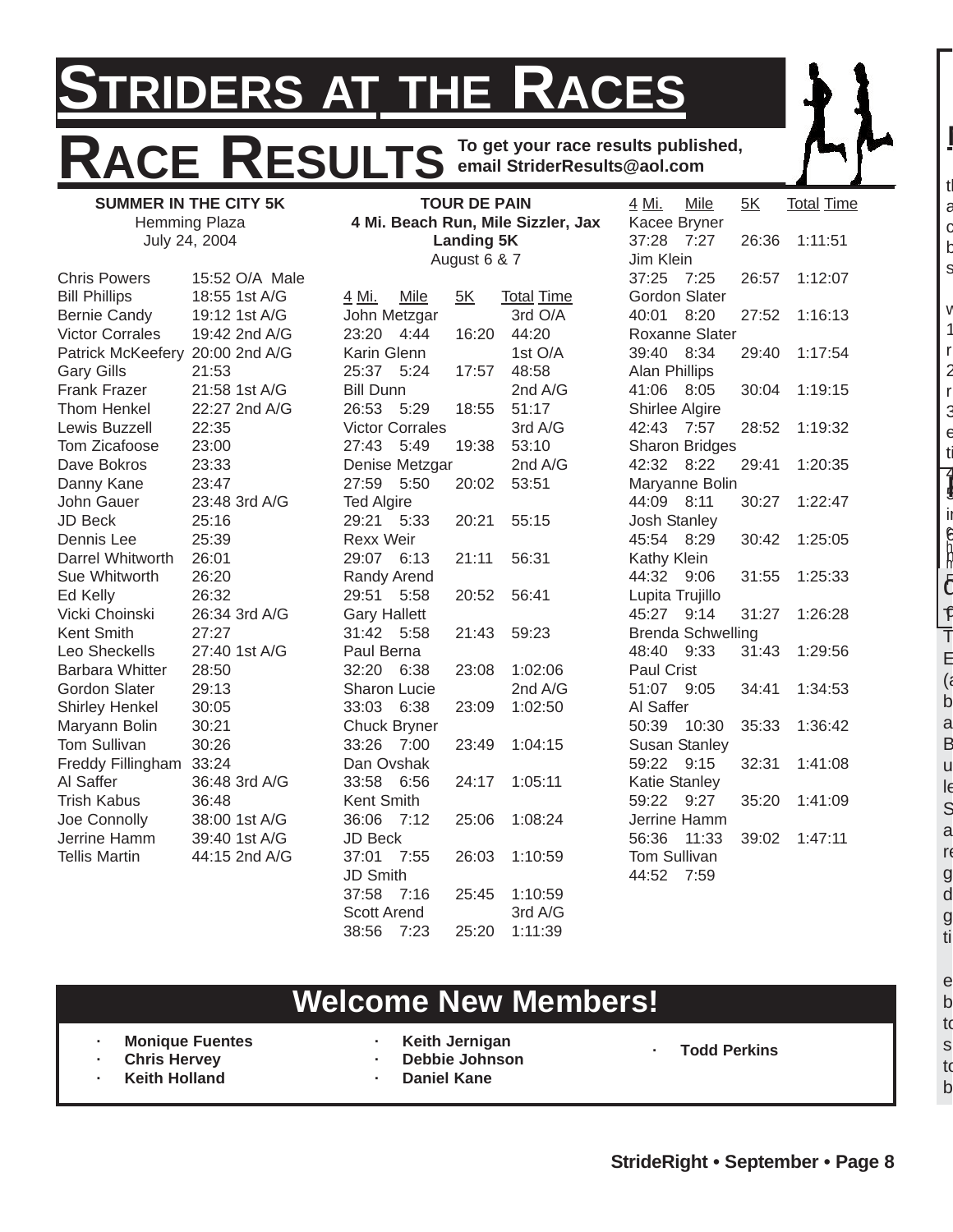# STRIDERS AT THE RACES

## RACE RESULTS

**To get your race results published, email StriderResults@aol.com**

### SUMMER IN THE CITY 5K

Hemming Plaza
July 24, 2004

| Name | Time |
|---|---|
| Chris Powers | 15:52 O/A Male |
| Bill Phillips | 18:55 1st A/G |
| Bernie Candy | 19:12 1st A/G |
| Victor Corrales | 19:42 2nd A/G |
| Patrick McKeefery | 20:00 2nd A/G |
| Gary Gills | 21:53 |
| Frank Frazer | 21:58 1st A/G |
| Thom Henkel | 22:27 2nd A/G |
| Lewis Buzzell | 22:35 |
| Tom Zicafoose | 23:00 |
| Dave Bokros | 23:33 |
| Danny Kane | 23:47 |
| John Gauer | 23:48 3rd A/G |
| JD Beck | 25:16 |
| Dennis Lee | 25:39 |
| Darrel Whitworth | 26:01 |
| Sue Whitworth | 26:20 |
| Ed Kelly | 26:32 |
| Vicki Choinski | 26:34 3rd A/G |
| Kent Smith | 27:27 |
| Leo Sheckells | 27:40 1st A/G |
| Barbara Whitter | 28:50 |
| Gordon Slater | 29:13 |
| Shirley Henkel | 30:05 |
| Maryann Bolin | 30:21 |
| Tom Sullivan | 30:26 |
| Freddy Fillingham | 33:24 |
| Al Saffer | 36:48 3rd A/G |
| Trish Kabus | 36:48 |
| Joe Connolly | 38:00 1st A/G |
| Jerrine Hamm | 39:40 1st A/G |
| Tellis Martin | 44:15 2nd A/G |

### TOUR DE PAIN

**4 Mi. Beach Run, Mile Sizzler, Jax Landing 5K**
August 6 & 7

| Name | 4 Mi. | Mile | 5K | Total Time | Place |
|---|---|---|---|---|---|
| John Metzgar | 23:20 | 4:44 | 16:20 | 44:20 | 3rd O/A |
| Karin Glenn | 25:37 | 5:24 | 17:57 | 48:58 | 1st O/A |
| Bill Dunn | 26:53 | 5:29 | 18:55 | 51:17 | 2nd A/G |
| Victor Corrales | 27:43 | 5:49 | 19:38 | 53:10 | 3rd A/G |
| Denise Metzgar | 27:59 | 5:50 | 20:02 | 53:51 | 2nd A/G |
| Ted Algire | 29:21 | 5:33 | 20:21 | 55:15 | |
| Rexx Weir | 29:07 | 6:13 | 21:11 | 56:31 | |
| Randy Arend | 29:51 | 5:58 | 20:52 | 56:41 | |
| Gary Hallett | 31:42 | 5:58 | 21:43 | 59:23 | |
| Paul Berna | 32:20 | 6:38 | 23:08 | 1:02:06 | |
| Sharon Lucie | 33:03 | 6:38 | 23:09 | 1:02:50 | 2nd A/G |
| Chuck Bryner | 33:26 | 7:00 | 23:49 | 1:04:15 | |
| Dan Ovshak | 33:58 | 6:56 | 24:17 | 1:05:11 | |
| Kent Smith | 36:06 | 7:12 | 25:06 | 1:08:24 | |
| JD Beck | 37:01 | 7:55 | 26:03 | 1:10:59 | |
| JD Smith | 37:58 | 7:16 | 25:45 | 1:10:59 | |
| Scott Arend | 38:56 | 7:23 | 25:20 | 1:11:39 | 3rd A/G |
| Kacee Bryner | 37:28 | 7:27 | 26:36 | 1:11:51 | |
| Jim Klein | 37:25 | 7:25 | 26:57 | 1:12:07 | |
| Gordon Slater | 40:01 | 8:20 | 27:52 | 1:16:13 | |
| Roxanne Slater | 39:40 | 8:34 | 29:40 | 1:17:54 | |
| Alan Phillips | 41:06 | 8:05 | 30:04 | 1:19:15 | |
| Shirlee Algire | 42:43 | 7:57 | 28:52 | 1:19:32 | |
| Sharon Bridges | 42:32 | 8:22 | 29:41 | 1:20:35 | |
| Maryanne Bolin | 44:09 | 8:11 | 30:27 | 1:22:47 | |
| Josh Stanley | 45:54 | 8:29 | 30:42 | 1:25:05 | |
| Kathy Klein | 44:32 | 9:06 | 31:55 | 1:25:33 | |
| Lupita Trujillo | 45:27 | 9:14 | 31:27 | 1:26:28 | |
| Brenda Schwelling | 48:40 | 9:33 | 31:43 | 1:29:56 | |
| Paul Crist | 51:07 | 9:05 | 34:41 | 1:34:53 | |
| Al Saffer | 50:39 | 10:30 | 35:33 | 1:36:42 | |
| Susan Stanley | 59:22 | 9:15 | 32:31 | 1:41:08 | |
| Katie Stanley | 59:22 | 9:27 | 35:20 | 1:41:09 | |
| Jerrine Hamm | 56:36 | 11:33 | 39:02 | 1:47:11 | |
| Tom Sullivan | 44:52 | 7:59 | | | |

## Welcome New Members!

- Monique Fuentes
- Chris Hervey
- Keith Holland
- Keith Jernigan
- Debbie Johnson
- Daniel Kane
- Todd Perkins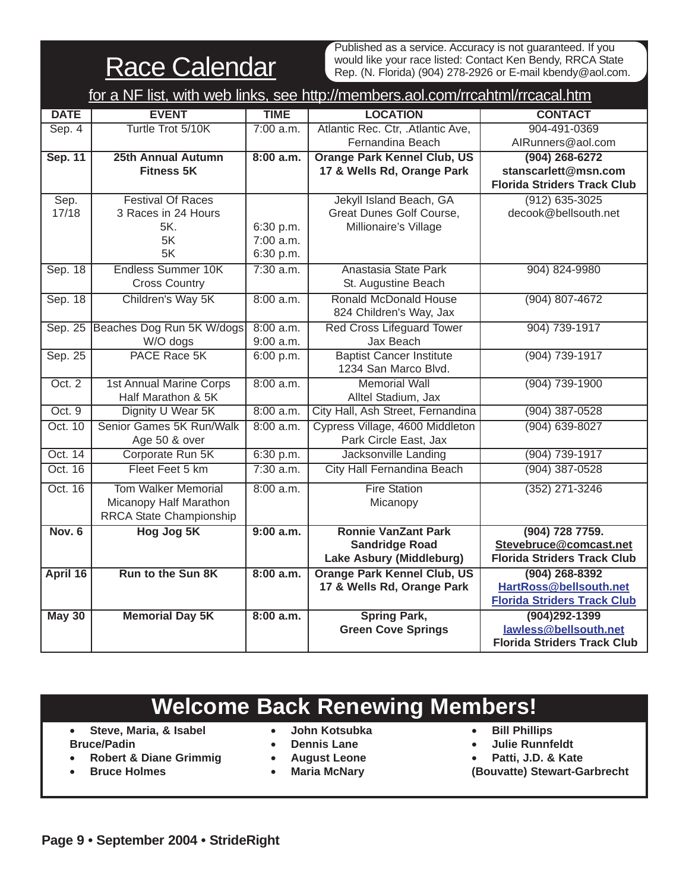# Race Calendar

Published as a service. Accuracy is not guaranteed. If you would like your race listed: Contact Ken Bendy, RRCA State Rep. (N. Florida) (904) 278-2926 or E-mail kbendy@aol.com.

for a NF list, with web links, see http://members.aol.com/rrcahtml/rrcacal.htm

| DATE | EVENT | TIME | LOCATION | CONTACT |
|---|---|---|---|---|
| Sep. 4 | Turtle Trot 5/10K | 7:00 a.m. | Atlantic Rec. Ctr, .Atlantic Ave, Fernandina Beach | 904-491-0369 AIRunners@aol.com |
| **Sep. 11** | **25th Annual Autumn Fitness 5K** | **8:00 a.m.** | **Orange Park Kennel Club, US 17 & Wells Rd, Orange Park** | **(904) 268-6272 stanscarlett@msn.com Florida Striders Track Club** |
| Sep. 17/18 | Festival Of Races 3 Races in 24 Hours 5K. 5K 5K | 6:30 p.m. 7:00 a.m. 6:30 p.m. | Jekyll Island Beach, GA Great Dunes Golf Course, Millionaire's Village | (912) 635-3025 decook@bellsouth.net |
| Sep. 18 | Endless Summer 10K Cross Country | 7:30 a.m. | Anastasia State Park St. Augustine Beach | 904) 824-9980 |
| Sep. 18 | Children's Way 5K | 8:00 a.m. | Ronald McDonald House 824 Children's Way, Jax | (904) 807-4672 |
| Sep. 25 | Beaches Dog Run 5K W/dogs W/O dogs | 8:00 a.m. 9:00 a.m. | Red Cross Lifeguard Tower Jax Beach | 904) 739-1917 |
| Sep. 25 | PACE Race 5K | 6:00 p.m. | Baptist Cancer Institute 1234 San Marco Blvd. | (904) 739-1917 |
| Oct. 2 | 1st Annual Marine Corps Half Marathon & 5K | 8:00 a.m. | Memorial Wall Alltel Stadium, Jax | (904) 739-1900 |
| Oct. 9 | Dignity U Wear 5K | 8:00 a.m. | City Hall, Ash Street, Fernandina | (904) 387-0528 |
| Oct. 10 | Senior Games 5K Run/Walk Age 50 & over | 8:00 a.m. | Cypress Village, 4600 Middleton Park Circle East, Jax | (904) 639-8027 |
| Oct. 14 | Corporate Run 5K | 6:30 p.m. | Jacksonville Landing | (904) 739-1917 |
| Oct. 16 | Fleet Feet 5 km | 7:30 a.m. | City Hall Fernandina Beach | (904) 387-0528 |
| Oct. 16 | Tom Walker Memorial Micanopy Half Marathon RRCA State Championship | 8:00 a.m. | Fire Station Micanopy | (352) 271-3246 |
| **Nov. 6** | **Hog Jog 5K** | **9:00 a.m.** | **Ronnie VanZant Park Sandridge Road Lake Asbury (Middleburg)** | **(904) 728 7759. Stevebruce@comcast.net Florida Striders Track Club** |
| **April 16** | **Run to the Sun 8K** | **8:00 a.m.** | **Orange Park Kennel Club, US 17 & Wells Rd, Orange Park** | **(904) 268-8392 HartRoss@bellsouth.net Florida Striders Track Club** |
| **May 30** | **Memorial Day 5K** | **8:00 a.m.** | **Spring Park, Green Cove Springs** | **(904)292-1399 lawless@bellsouth.net Florida Striders Track Club** |

# Welcome Back Renewing Members!

- **Steve, Maria, & Isabel Bruce/Padin**
- **Robert & Diane Grimmig**
- **Bruce Holmes**
- **John Kotsubka**
- **Dennis Lane**
- **August Leone**
- **Maria McNary**
- **Bill Phillips**
- **Julie Runnfeldt**
- **Patti, J.D. & Kate (Bouvatte) Stewart-Garbrecht**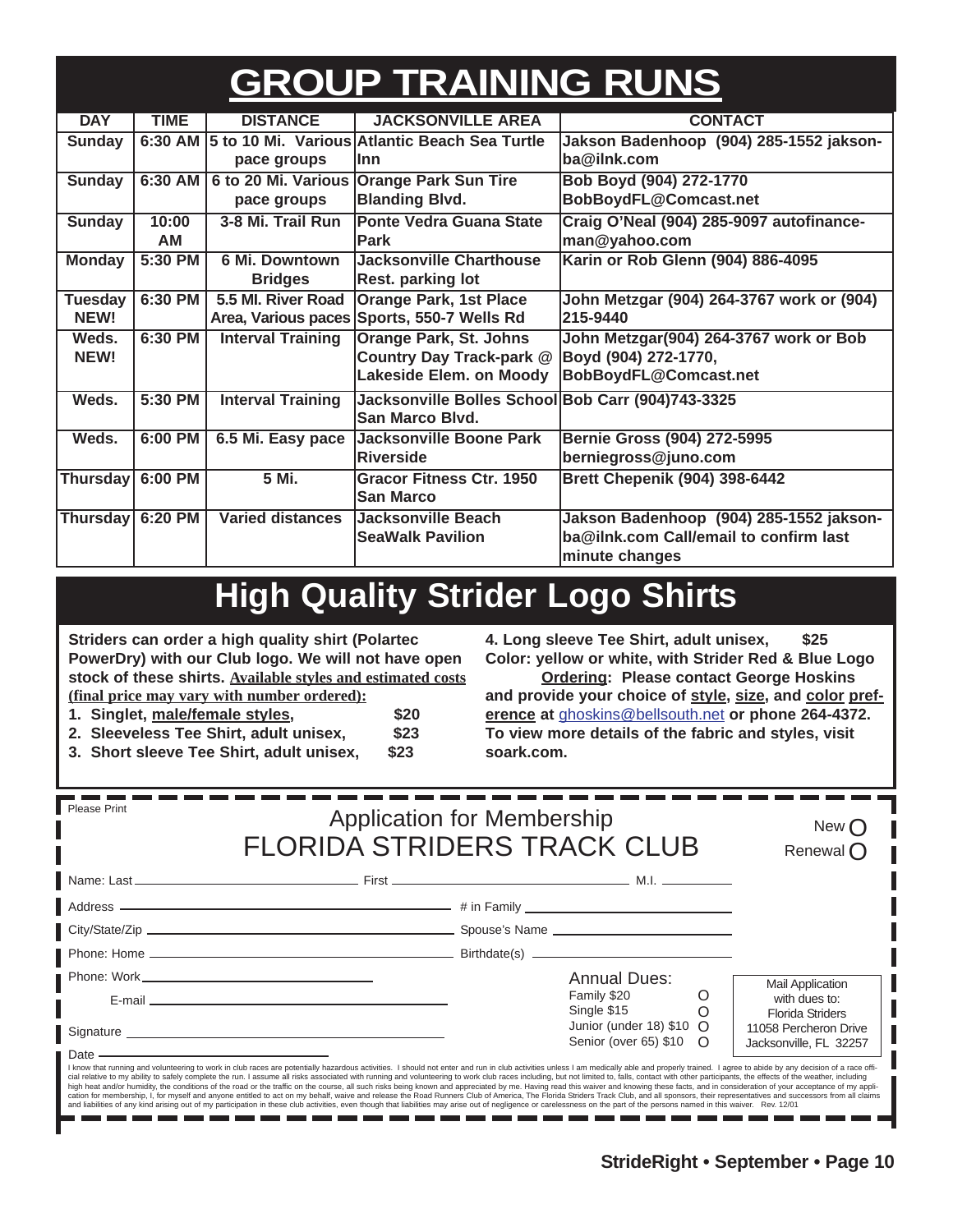# GROUP TRAINING RUNS

| DAY | TIME | DISTANCE | JACKSONVILLE AREA | CONTACT |
|---|---|---|---|---|
| Sunday | 6:30 AM | 5 to 10 Mi. Various pace groups | Atlantic Beach Sea Turtle Inn | Jakson Badenhoop (904) 285-1552 jaksonba@ilnk.com |
| Sunday | 6:30 AM | 6 to 20 Mi. Various pace groups | Orange Park Sun Tire Blanding Blvd. | Bob Boyd (904) 272-1770 BobBoydFL@Comcast.net |
| Sunday | 10:00 AM | 3-8 Mi. Trail Run | Ponte Vedra Guana State Park | Craig O'Neal (904) 285-9097 autofinanceman@yahoo.com |
| Monday | 5:30 PM | 6 Mi. Downtown Bridges | Jacksonville Charthouse Rest. parking lot | Karin or Rob Glenn (904) 886-4095 |
| Tuesday NEW! | 6:30 PM | 5.5 MI. River Road Area, Various paces | Orange Park, 1st Place Sports, 550-7 Wells Rd | John Metzgar (904) 264-3767 work or (904) 215-9440 |
| Weds. NEW! | 6:30 PM | Interval Training | Orange Park, St. Johns Country Day Track-park @ Lakeside Elem. on Moody | John Metzgar(904) 264-3767 work or Bob Boyd (904) 272-1770, BobBoydFL@Comcast.net |
| Weds. | 5:30 PM | Interval Training | Jacksonville Bolles School San Marco Blvd. | Bob Carr (904)743-3325 |
| Weds. | 6:00 PM | 6.5 Mi. Easy pace | Jacksonville Boone Park Riverside | Bernie Gross (904) 272-5995 berniegross@juno.com |
| Thursday | 6:00 PM | 5 Mi. | Gracor Fitness Ctr. 1950 San Marco | Brett Chepenik (904) 398-6442 |
| Thursday | 6:20 PM | Varied distances | Jacksonville Beach SeaWalk Pavilion | Jakson Badenhoop (904) 285-1552 jaksonba@ilnk.com Call/email to confirm last minute changes |

# High Quality Strider Logo Shirts

**Striders can order a high quality shirt (Polartec PowerDry) with our Club logo. We will not have open stock of these shirts. Available styles and estimated costs (final price may vary with number ordered):**

1. **Singlet, male/female styles, $20**
2. **Sleeveless Tee Shirt, adult unisex, $23**
3. **Short sleeve Tee Shirt, adult unisex, $23**
4. **Long sleeve Tee Shirt, adult unisex, $25**

**Color: yellow or white, with Strider Red & Blue Logo**

**Ordering: Please contact George Hoskins and provide your choice of style, size, and color preference at ghoskins@bellsouth.net or phone 264-4372. To view more details of the fabric and styles, visit soark.com.**

---

Please Print

## Application for Membership
## FLORIDA STRIDERS TRACK CLUB

New ○
Renewal ○

Name: Last ______________ First ______________ M.I. ______

Address ______________ # in Family ______________

City/State/Zip ______________ Spouse's Name ______________

Phone: Home ______________ Birthdate(s) ______________

Phone: Work ______________

E-mail ______________

Signature ______________

Date ______________

Annual Dues:
- Family $20 ○
- Single $15 ○
- Junior (under 18) $10 ○
- Senior (over 65) $10 ○

Mail Application with dues to:
Florida Striders
11058 Percheron Drive
Jacksonville, FL 32257

I know that running and volunteering to work in club races are potentially hazardous activities. I should not enter and run in club activities unless I am medically able and properly trained. I agree to abide by any decision of a race official relative to my ability to safely complete the run. I assume all risks associated with running and volunteering to work club races including, but not limited to, falls, contact with other participants, the effects of the weather, including high heat and/or humidity, the conditions of the road or the traffic on the course, all such risks being known and appreciated by me. Having read this waiver and knowing these facts, and in consideration of your acceptance of my application for membership, I, for myself and anyone entitled to act on my behalf, waive and release the Road Runners Club of America, The Florida Striders Track Club, and all sponsors, their representatives and successors from all claims and liabilities of any kind arising out of my participation in these club activities, even though that liabilities may arise out of negligence or carelessness on the part of the persons named in this waiver. Rev. 12/01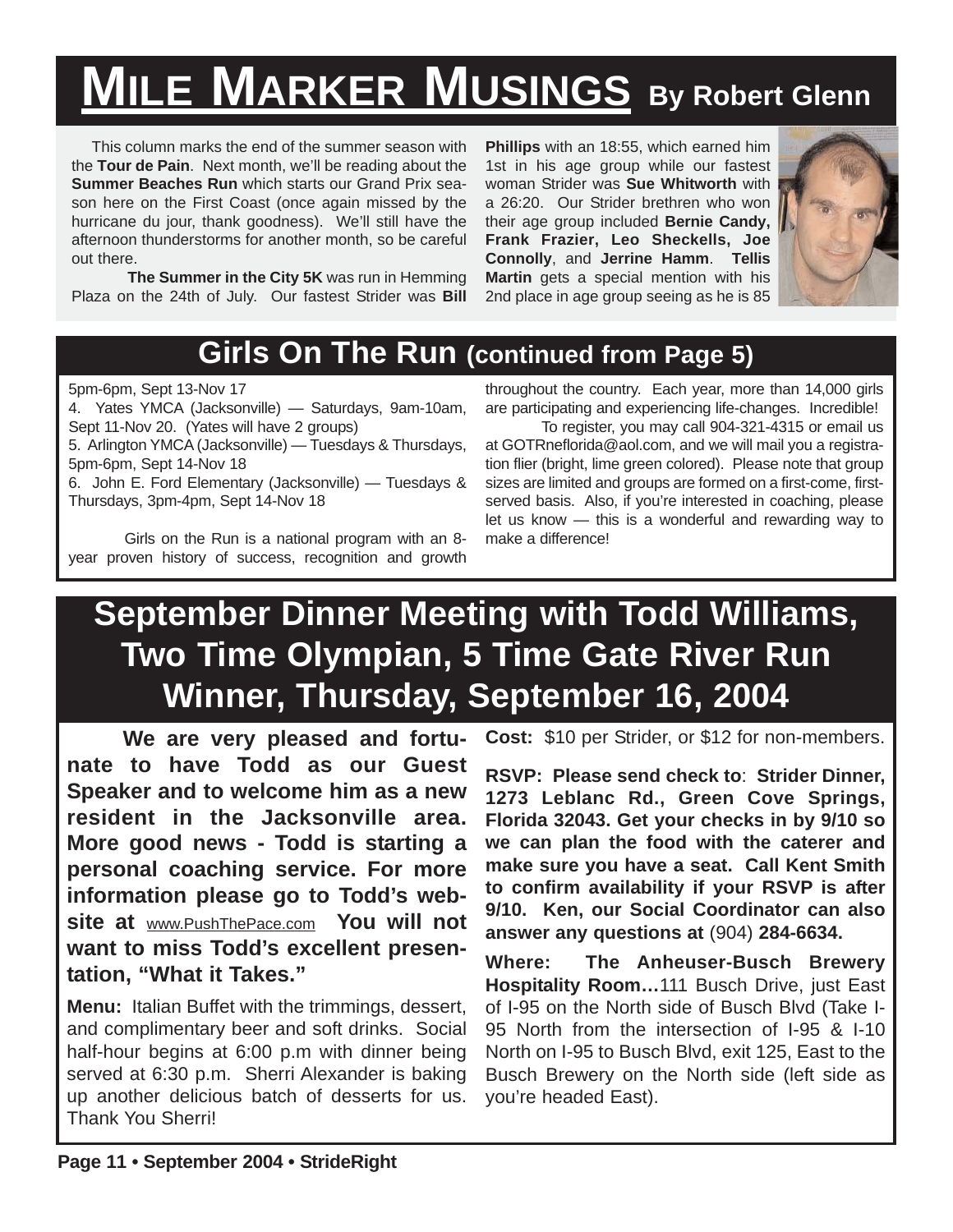# Mile Marker Musings By Robert Glenn

This column marks the end of the summer season with the **Tour de Pain**. Next month, we'll be reading about the **Summer Beaches Run** which starts our Grand Prix season here on the First Coast (once again missed by the hurricane du jour, thank goodness). We'll still have the afternoon thunderstorms for another month, so be careful out there.

**The Summer in the City 5K** was run in Hemming Plaza on the 24th of July. Our fastest Strider was **Bill Phillips** with an 18:55, which earned him 1st in his age group while our fastest woman Strider was **Sue Whitworth** with a 26:20. Our Strider brethren who won their age group included **Bernie Candy, Frank Frazier, Leo Sheckells, Joe Connolly**, and **Jerrine Hamm**. **Tellis Martin** gets a special mention with his 2nd place in age group seeing as he is 85

## Girls On The Run (continued from Page 5)

5pm-6pm, Sept 13-Nov 17

4. Yates YMCA (Jacksonville) — Saturdays, 9am-10am, Sept 11-Nov 20. (Yates will have 2 groups)
5. Arlington YMCA (Jacksonville) — Tuesdays & Thursdays, 5pm-6pm, Sept 14-Nov 18
6. John E. Ford Elementary (Jacksonville) — Tuesdays & Thursdays, 3pm-4pm, Sept 14-Nov 18

Girls on the Run is a national program with an 8-year proven history of success, recognition and growth throughout the country. Each year, more than 14,000 girls are participating and experiencing life-changes. Incredible!

To register, you may call 904-321-4315 or email us at GOTRneflorida@aol.com, and we will mail you a registration flier (bright, lime green colored). Please note that group sizes are limited and groups are formed on a first-come, first-served basis. Also, if you're interested in coaching, please let us know — this is a wonderful and rewarding way to make a difference!

## September Dinner Meeting with Todd Williams, Two Time Olympian, 5 Time Gate River Run Winner, Thursday, September 16, 2004

**We are very pleased and fortunate to have Todd as our Guest Speaker and to welcome him as a new resident in the Jacksonville area. More good news - Todd is starting a personal coaching service. For more information please go to Todd's website at** www.PushThePace.com **You will not want to miss Todd's excellent presentation, "What it Takes."**

**Menu:** Italian Buffet with the trimmings, dessert, and complimentary beer and soft drinks. Social half-hour begins at 6:00 p.m with dinner being served at 6:30 p.m. Sherri Alexander is baking up another delicious batch of desserts for us. Thank You Sherri!

**Cost:** $10 per Strider, or $12 for non-members.

**RSVP: Please send check to**: **Strider Dinner, 1273 Leblanc Rd., Green Cove Springs, Florida 32043. Get your checks in by 9/10 so we can plan the food with the caterer and make sure you have a seat. Call Kent Smith to confirm availability if your RSVP is after 9/10. Ken, our Social Coordinator can also answer any questions at** (904) **284-6634.**

**Where: The Anheuser-Busch Brewery Hospitality Room…**111 Busch Drive, just East of I-95 on the North side of Busch Blvd (Take I-95 North from the intersection of I-95 & I-10 North on I-95 to Busch Blvd, exit 125, East to the Busch Brewery on the North side (left side as you're headed East).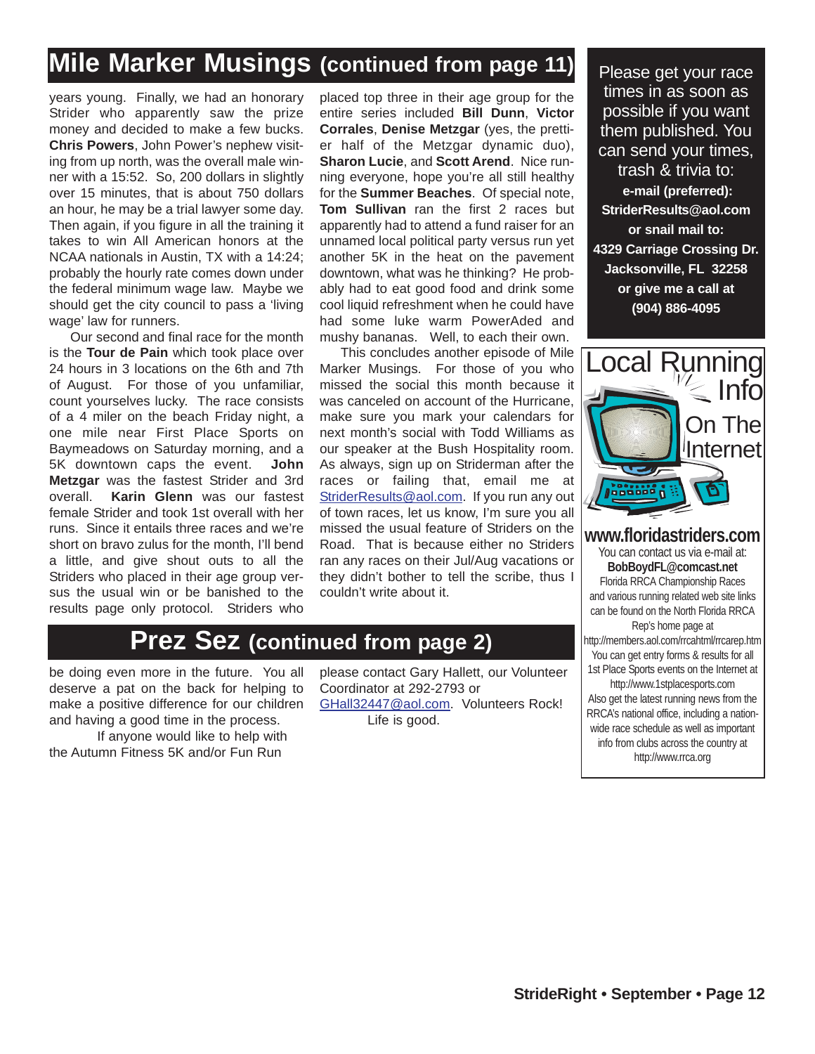# Mile Marker Musings (continued from page 11)

years young. Finally, we had an honorary Strider who apparently saw the prize money and decided to make a few bucks. **Chris Powers**, John Power's nephew visiting from up north, was the overall male winner with a 15:52. So, 200 dollars in slightly over 15 minutes, that is about 750 dollars an hour, he may be a trial lawyer some day. Then again, if you figure in all the training it takes to win All American honors at the NCAA nationals in Austin, TX with a 14:24; probably the hourly rate comes down under the federal minimum wage law. Maybe we should get the city council to pass a 'living wage' law for runners.

Our second and final race for the month is the **Tour de Pain** which took place over 24 hours in 3 locations on the 6th and 7th of August. For those of you unfamiliar, count yourselves lucky. The race consists of a 4 miler on the beach Friday night, a one mile near First Place Sports on Baymeadows on Saturday morning, and a 5K downtown caps the event. **John Metzgar** was the fastest Strider and 3rd overall. **Karin Glenn** was our fastest female Strider and took 1st overall with her runs. Since it entails three races and we're short on bravo zulus for the month, I'll bend a little, and give shout outs to all the Striders who placed in their age group versus the usual win or be banished to the results page only protocol. Striders who placed top three in their age group for the entire series included **Bill Dunn**, **Victor Corrales**, **Denise Metzgar** (yes, the prettier half of the Metzgar dynamic duo), **Sharon Lucie**, and **Scott Arend**. Nice running everyone, hope you're all still healthy for the **Summer Beaches**. Of special note, **Tom Sullivan** ran the first 2 races but apparently had to attend a fund raiser for an unnamed local political party versus run yet another 5K in the heat on the pavement downtown, what was he thinking? He probably had to eat good food and drink some cool liquid refreshment when he could have had some luke warm PowerAded and mushy bananas. Well, to each their own.

This concludes another episode of Mile Marker Musings. For those of you who missed the social this month because it was canceled on account of the Hurricane, make sure you mark your calendars for next month's social with Todd Williams as our speaker at the Bush Hospitality room. As always, sign up on Striderman after the races or failing that, email me at StriderResults@aol.com. If you run any out of town races, let us know, I'm sure you all missed the usual feature of Striders on the Road. That is because either no Striders ran any races on their Jul/Aug vacations or they didn't bother to tell the scribe, thus I couldn't write about it.

# Prez Sez (continued from page 2)

be doing even more in the future. You all deserve a pat on the back for helping to make a positive difference for our children and having a good time in the process.

If anyone would like to help with the Autumn Fitness 5K and/or Fun Run please contact Gary Hallett, our Volunteer Coordinator at 292-2793 or GHall32447@aol.com. Volunteers Rock!

Life is good.

---

Please get your race times in as soon as possible if you want them published. You can send your times, trash & trivia to:

**e-mail (preferred):**
**StriderResults@aol.com**
**or snail mail to:**
**4329 Carriage Crossing Dr.**
**Jacksonville, FL 32258**
**or give me a call at**
**(904) 886-4095**

---

## Local Running Info On The Internet

**www.floridastriders.com**

You can contact us via e-mail at:
**BobBoydFL@comcast.net**

Florida RRCA Championship Races and various running related web site links can be found on the North Florida RRCA Rep's home page at http://members.aol.com/rrcahtml/rrcarep.htm

You can get entry forms & results for all 1st Place Sports events on the Internet at http://www.1stplacesports.com

Also get the latest running news from the RRCA's national office, including a nation-wide race schedule as well as important info from clubs across the country at http://www.rrca.org